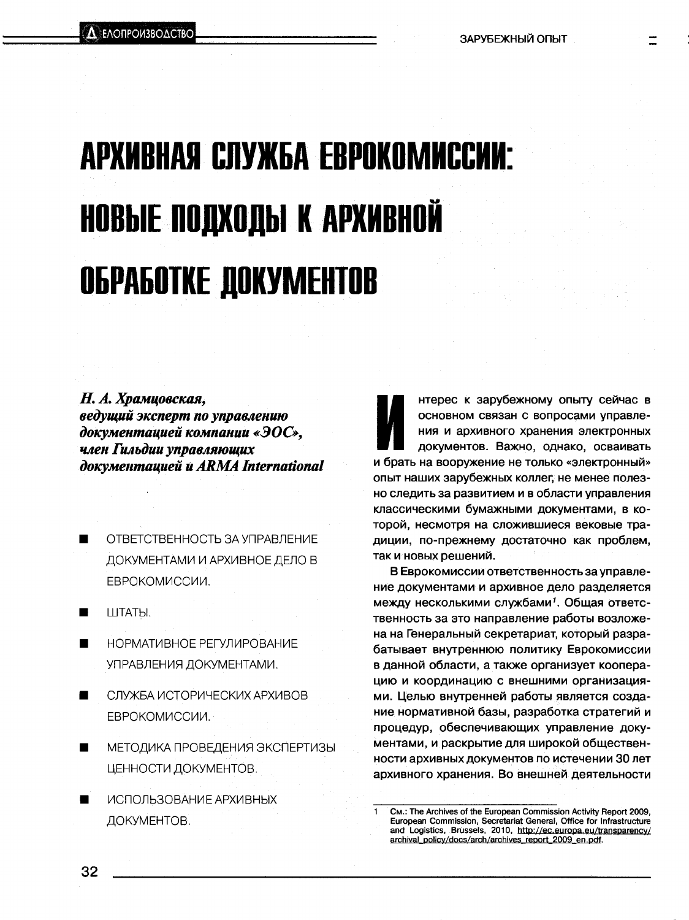# АРХИВНАЯ СЛУЖБА ЕВРОКОМИССИИ: НОВЫЕ ПОДХОДЫ К АРХИВНОЙ ОБРАБОТКЕ ДОКУМЕНТОВ

***Н. А. Храмцовская,***
***ведущий эксперт по управлению документацией компании «ЭОС», член Гильдии управляющих документацией и ARMA International***

- ОТВЕТСТВЕННОСТЬ ЗА УПРАВЛЕНИЕ ДОКУМЕНТАМИ И АРХИВНОЕ ДЕЛО В ЕВРОКОМИССИИ.
- ШТАТЫ.
- НОРМАТИВНОЕ РЕГУЛИРОВАНИЕ УПРАВЛЕНИЯ ДОКУМЕНТАМИ.
- СЛУЖБА ИСТОРИЧЕСКИХ АРХИВОВ ЕВРОКОМИССИИ.
- МЕТОДИКА ПРОВЕДЕНИЯ ЭКСПЕРТИЗЫ ЦЕННОСТИ ДОКУМЕНТОВ.
- ИСПОЛЬЗОВАНИЕ АРХИВНЫХ ДОКУМЕНТОВ.

Интерес к зарубежному опыту сейчас в основном связан с вопросами управления и архивного хранения электронных документов. Важно, однако, осваивать и брать на вооружение не только «электронный» опыт наших зарубежных коллег, не менее полезно следить за развитием и в области управления классическими бумажными документами, в которой, несмотря на сложившиеся вековые традиции, по-прежнему достаточно как проблем, так и новых решений.

В Еврокомиссии ответственность за управление документами и архивное дело разделяется между несколькими службами[1]. Общая ответственность за это направление работы возложена на Генеральный секретариат, который разрабатывает внутреннюю политику Еврокомиссии в данной области, а также организует кооперацию и координацию с внешними организациями. Целью внутренней работы является создание нормативной базы, разработка стратегий и процедур, обеспечивающих управление документами, и раскрытие для широкой общественности архивных документов по истечении 30 лет архивного хранения. Во внешней деятельности

---

[1] См.: The Archives of the European Commission Activity Report 2009, European Commission, Secretariat General, Office for Infrastructure and Logistics, Brussels, 2010, http://ec.europa.eu/transparency/archival_policy/docs/arch/archives_report_2009_en.pdf.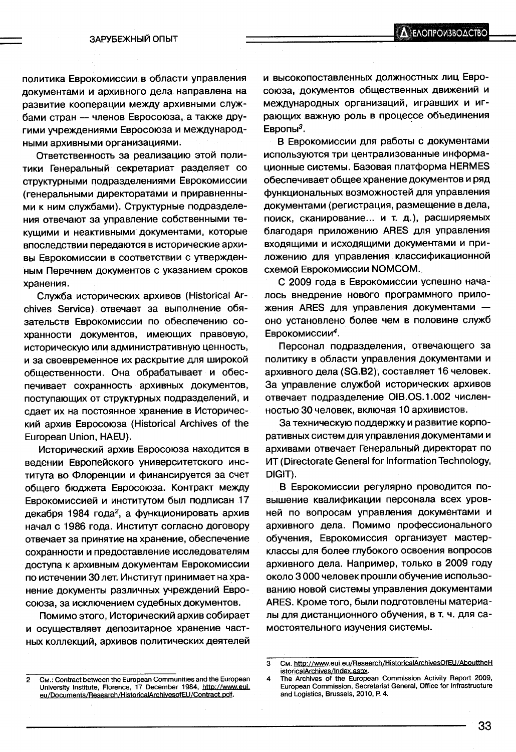политика Еврокомиссии в области управления документами и архивного дела направлена на развитие кооперации между архивными службами стран — членов Евросоюза, а также другими учреждениями Евросоюза и международными архивными организациями.

Ответственность за реализацию этой политики Генеральный секретариат разделяет со структурными подразделениями Еврокомиссии (генеральными директоратами и приравненными к ним службами). Структурные подразделения отвечают за управление собственными текущими и неактивными документами, которые впоследствии передаются в исторические архивы Еврокомиссии в соответствии с утвержденным Перечнем документов с указанием сроков хранения.

Служба исторических архивов (Historical Archives Service) отвечает за выполнение обязательств Еврокомиссии по обеспечению сохранности документов, имеющих правовую, историческую или административную ценность, и за своевременное их раскрытие для широкой общественности. Она обрабатывает и обеспечивает сохранность архивных документов, поступающих от структурных подразделений, и сдает их на постоянное хранение в Исторический архив Евросоюза (Historical Archives of the European Union, HAEU).

Исторический архив Евросоюза находится в ведении Европейского университетского института во Флоренции и финансируется за счет общего бюджета Евросоюза. Контракт между Еврокомиссией и институтом был подписан 17 декабря 1984 года[2], а функционировать архив начал с 1986 года. Институт согласно договору отвечает за принятие на хранение, обеспечение сохранности и предоставление исследователям доступа к архивным документам Еврокомиссии по истечении 30 лет. Институт принимает на хранение документы различных учреждений Евросоюза, за исключением судебных документов.

Помимо этого, Исторический архив собирает и осуществляет депозитарное хранение частных коллекций, архивов политических деятелей и высокопоставленных должностных лиц Евросоюза, документов общественных движений и международных организаций, игравших и играющих важную роль в процессе объединения Европы[3].

В Еврокомиссии для работы с документами используются три централизованные информационные системы. Базовая платформа HERMES обеспечивает общее хранение документов и ряд функциональных возможностей для управления документами (регистрация, размещение в дела, поиск, сканирование... и т. д.), расширяемых благодаря приложению ARES для управления входящими и исходящими документами и приложению для управления классификационной схемой Еврокомиссии NOMCOM.

С 2009 года в Еврокомиссии успешно началось внедрение нового программного приложения ARES для управления документами — оно установлено более чем в половине служб Еврокомиссии[4].

Персонал подразделения, отвечающего за политику в области управления документами и архивного дела (SG.B2), составляет 16 человек. За управление службой исторических архивов отвечает подразделение OIB.OS.1.002 численностью 30 человек, включая 10 архивистов.

За техническую поддержку и развитие корпоративных систем для управления документами и архивами отвечает Генеральный директорат по ИТ (Directorate General for Information Technology, DIGIT).

В Еврокомиссии регулярно проводится повышение квалификации персонала всех уровней по вопросам управления документами и архивного дела. Помимо профессионального обучения, Еврокомиссия организует мастер-классы для более глубокого освоения вопросов архивного дела. Например, только в 2009 году около 3 000 человек прошли обучение использованию новой системы управления документами ARES. Кроме того, были подготовлены материалы для дистанционного обучения, в т. ч. для самостоятельного изучения системы.

---

2 См.: Contract between the European Communities and the European University Institute, Florence, 17 December 1984, http://www.eui.eu/Documents/Research/HistoricalArchivesofEU/Contract.pdf.

3 См. http://www.eui.eu/Research/HistoricalArchivesOfEU/AbouttheHistoricalArchives/Index.aspx.

4 The Archives of the European Commission Activity Report 2009, European Commission, Secretariat General, Office for Infrastructure and Logistics, Brussels, 2010, P. 4.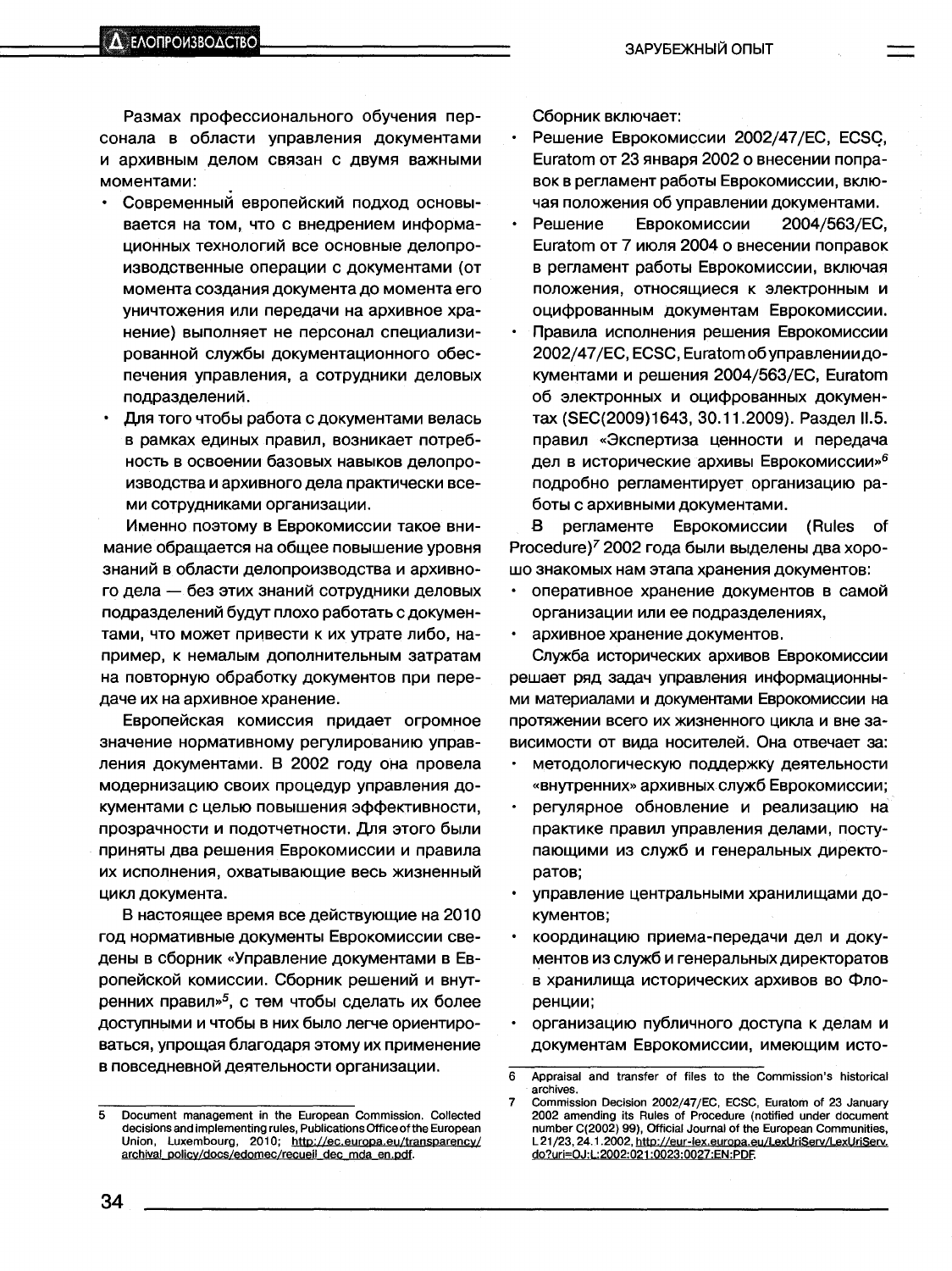Размах профессионального обучения персонала в области управления документами и архивным делом связан с двумя важными моментами:

- Современный европейский подход основывается на том, что с внедрением информационных технологий все основные делопроизводственные операции с документами (от момента создания документа до момента его уничтожения или передачи на архивное хранение) выполняет не персонал специализированной службы документационного обеспечения управления, а сотрудники деловых подразделений.
- Для того чтобы работа с документами велась в рамках единых правил, возникает потребность в освоении базовых навыков делопроизводства и архивного дела практически всеми сотрудниками организации.

Именно поэтому в Еврокомиссии такое внимание обращается на общее повышение уровня знаний в области делопроизводства и архивного дела — без этих знаний сотрудники деловых подразделений будут плохо работать с документами, что может привести к их утрате либо, например, к немалым дополнительным затратам на повторную обработку документов при передаче их на архивное хранение.

Европейская комиссия придает огромное значение нормативному регулированию управления документами. В 2002 году она провела модернизацию своих процедур управления документами с целью повышения эффективности, прозрачности и подотчетности. Для этого были приняты два решения Еврокомиссии и правила их исполнения, охватывающие весь жизненный цикл документа.

В настоящее время все действующие на 2010 год нормативные документы Еврокомиссии сведены в сборник «Управление документами в Европейской комиссии. Сборник решений и внутренних правил»[5], с тем чтобы сделать их более доступными и чтобы в них было легче ориентироваться, упрощая благодаря этому их применение в повседневной деятельности организации.

Сборник включает:

- Решение Еврокомиссии 2002/47/ЕС, ECSC, Euratom от 23 января 2002 о внесении поправок в регламент работы Еврокомиссии, включая положения об управлении документами.
- Решение Еврокомиссии 2004/563/ЕС, Euratom от 7 июля 2004 о внесении поправок в регламент работы Еврокомиссии, включая положения, относящиеся к электронным и оцифрованным документам Еврокомиссии.
- Правила исполнения решения Еврокомиссии 2002/47/ЕС, ECSC, Euratom об управлении документами и решения 2004/563/ЕС, Euratom об электронных и оцифрованных документах (SEC(2009)1643, 30.11.2009). Раздел II.5. правил «Экспертиза ценности и передача дел в исторические архивы Еврокомиссии»[6] подробно регламентирует организацию работы с архивными документами.

В регламенте Еврокомиссии (Rules of Procedure)[7] 2002 года были выделены два хорошо знакомых нам этапа хранения документов:

- оперативное хранение документов в самой организации или ее подразделениях,
- архивное хранение документов.

Служба исторических архивов Еврокомиссии решает ряд задач управления информационными материалами и документами Еврокомиссии на протяжении всего их жизненного цикла и вне зависимости от вида носителей. Она отвечает за:

- методологическую поддержку деятельности «внутренних» архивных служб Еврокомиссии;
- регулярное обновление и реализацию на практике правил управления делами, поступающими из служб и генеральных директоратов;
- управление центральными хранилищами документов;
- координацию приема-передачи дел и документов из служб и генеральных директоратов в хранилища исторических архивов во Флоренции;
- организацию публичного доступа к делам и документам Еврокомиссии, имеющим исто-

---

5 Document management in the European Commission. Collected decisions and implementing rules, Publications Office of the European Union, Luxembourg, 2010; http://ec.europa.eu/transparency/archival_policy/docs/edomec/recueil_dec_mda_en.pdf.

6 Appraisal and transfer of files to the Commission's historical archives.

7 Commission Decision 2002/47/EC, ECSC, Euratom of 23 January 2002 amending its Rules of Procedure (notified under document number C(2002) 99), Official Journal of the European Communities, L 21/23, 24.1.2002, http://eur-lex.europa.eu/LexUriServ/LexUriServ.do?uri=OJ:L:2002:021:0023:0027:EN:PDF.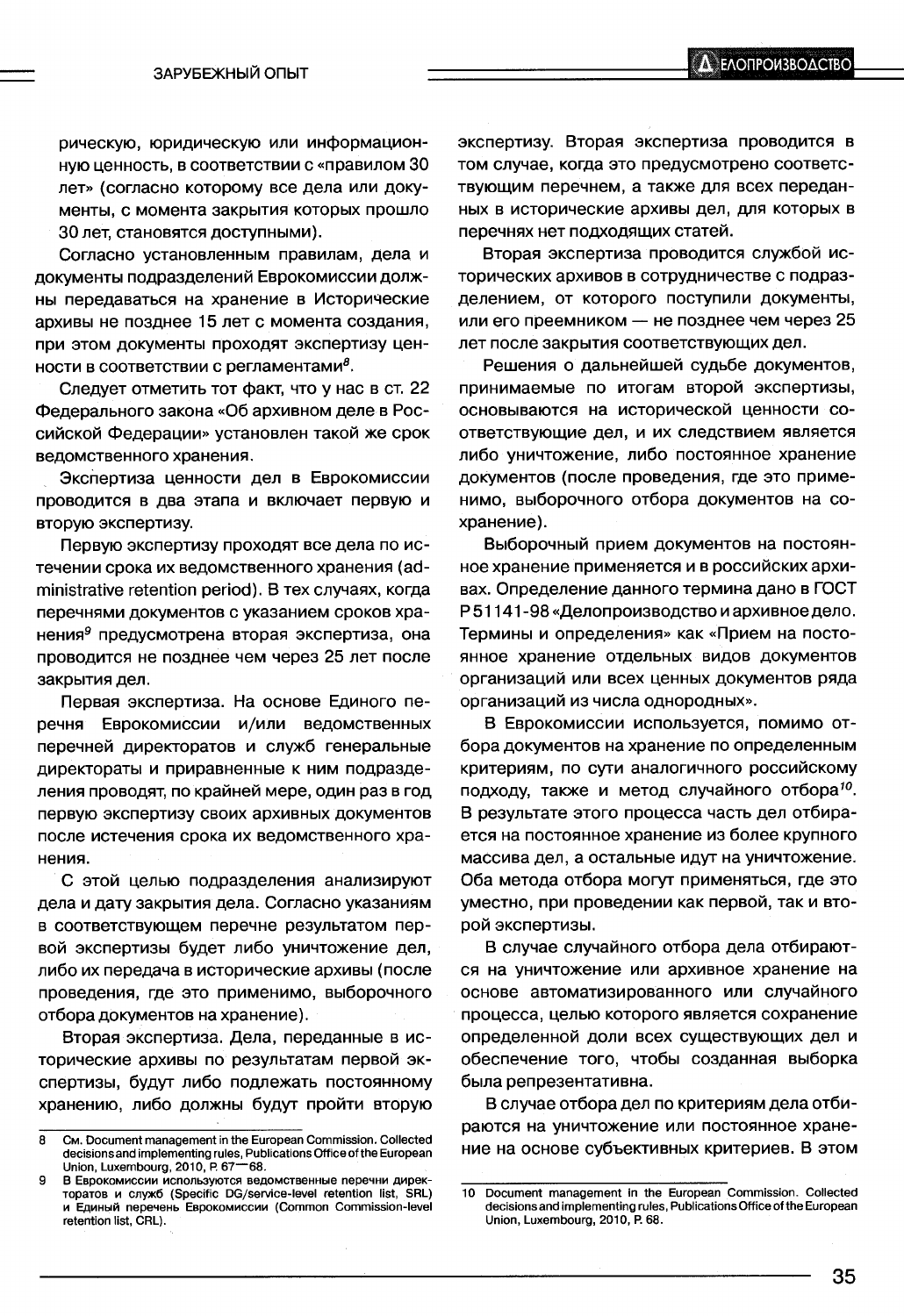рическую, юридическую или информационную ценность, в соответствии с «правилом 30 лет» (согласно которому все дела или документы, с момента закрытия которых прошло 30 лет, становятся доступными).

Согласно установленным правилам, дела и документы подразделений Еврокомиссии должны передаваться на хранение в Исторические архивы не позднее 15 лет с момента создания, при этом документы проходят экспертизу ценности в соответствии с регламентами[8].

Следует отметить тот факт, что у нас в ст. 22 Федерального закона «Об архивном деле в Российской Федерации» установлен такой же срок ведомственного хранения.

Экспертиза ценности дел в Еврокомиссии проводится в два этапа и включает первую и вторую экспертизу.

Первую экспертизу проходят все дела по истечении срока их ведомственного хранения (administrative retention period). В тех случаях, когда перечнями документов с указанием сроков хранения[9] предусмотрена вторая экспертиза, она проводится не позднее чем через 25 лет после закрытия дел.

Первая экспертиза. На основе Единого перечня Еврокомиссии и/или ведомственных перечней директоратов и служб генеральные директораты и приравненные к ним подразделения проводят, по крайней мере, один раз в год первую экспертизу своих архивных документов после истечения срока их ведомственного хранения.

С этой целью подразделения анализируют дела и дату закрытия дела. Согласно указаниям в соответствующем перечне результатом первой экспертизы будет либо уничтожение дел, либо их передача в исторические архивы (после проведения, где это применимо, выборочного отбора документов на хранение).

Вторая экспертиза. Дела, переданные в исторические архивы по результатам первой экспертизы, будут либо подлежать постоянному хранению, либо должны будут пройти вторую экспертизу. Вторая экспертиза проводится в том случае, когда это предусмотрено соответствующим перечнем, а также для всех переданных в исторические архивы дел, для которых в перечнях нет подходящих статей.

Вторая экспертиза проводится службой исторических архивов в сотрудничестве с подразделением, от которого поступили документы, или его преемником — не позднее чем через 25 лет после закрытия соответствующих дел.

Решения о дальнейшей судьбе документов, принимаемые по итогам второй экспертизы, основываются на исторической ценности соответствующие дел, и их следствием является либо уничтожение, либо постоянное хранение документов (после проведения, где это применимо, выборочного отбора документов на сохранение).

Выборочный прием документов на постоянное хранение применяется и в российских архивах. Определение данного термина дано в ГОСТ Р 51141-98 «Делопроизводство и архивное дело. Термины и определения» как «Прием на постоянное хранение отдельных видов документов организаций или всех ценных документов ряда организаций из числа однородных».

В Еврокомиссии используется, помимо отбора документов на хранение по определенным критериям, по сути аналогичного российскому подходу, также и метод случайного отбора[10]. В результате этого процесса часть дел отбирается на постоянное хранение из более крупного массива дел, а остальные идут на уничтожение. Оба метода отбора могут применяться, где это уместно, при проведении как первой, так и второй экспертизы.

В случае случайного отбора дела отбираются на уничтожение или архивное хранение на основе автоматизированного или случайного процесса, целью которого является сохранение определенной доли всех существующих дел и обеспечение того, чтобы созданная выборка была репрезентативна.

В случае отбора дел по критериям дела отбираются на уничтожение или постоянное хранение на основе субъективных критериев. В этом

---

8 См. Document management in the European Commission. Collected decisions and implementing rules, Publications Office of the European Union, Luxembourg, 2010, P. 67—68.

9 В Еврокомиссии используются ведомственные перечни директоратов и служб (Specific DG/service-level retention list, SRL) и Единый перечень Еврокомиссии (Common Commission-level retention list, CRL).

10 Document management in the European Commission. Collected decisions and implementing rules, Publications Office of the European Union, Luxembourg, 2010, P. 68.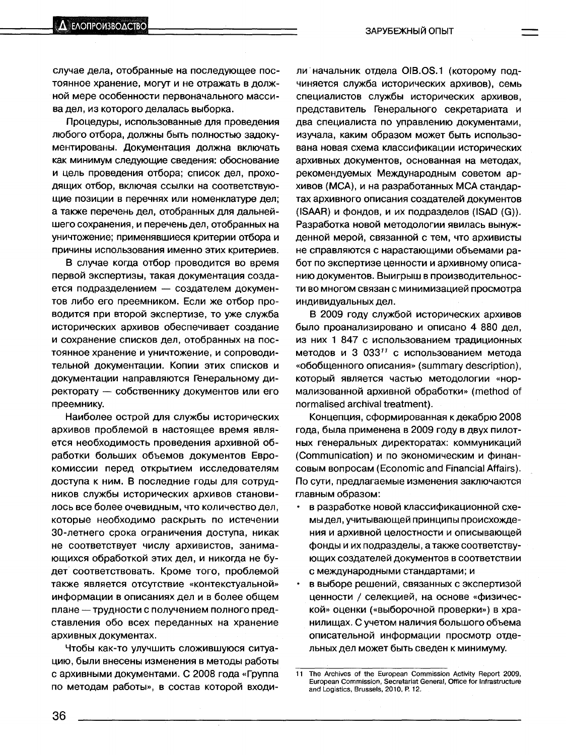случае дела, отобранные на последующее постоянное хранение, могут и не отражать в должной мере особенности первоначального массива дел, из которого делалась выборка.

Процедуры, использованные для проведения любого отбора, должны быть полностью задокументированы. Документация должна включать как минимум следующие сведения: обоснование и цель проведения отбора; список дел, проходящих отбор, включая ссылки на соответствующие позиции в перечнях или номенклатуре дел; а также перечень дел, отобранных для дальнейшего сохранения, и перечень дел, отобранных на уничтожение; применявшиеся критерии отбора и причины использования именно этих критериев.

В случае когда отбор проводится во время первой экспертизы, такая документация создается подразделением — создателем документов либо его преемником. Если же отбор проводится при второй экспертизе, то уже служба исторических архивов обеспечивает создание и сохранение списков дел, отобранных на постоянное хранение и уничтожение, и сопроводительной документации. Копии этих списков и документации направляются Генеральному директорату — собственнику документов или его преемнику.

Наиболее острой для службы исторических архивов проблемой в настоящее время является необходимость проведения архивной обработки больших объемов документов Еврокомиссии перед открытием исследователям доступа к ним. В последние годы для сотрудников службы исторических архивов становилось все более очевидным, что количество дел, которые необходимо раскрыть по истечении 30-летнего срока ограничения доступа, никак не соответствует числу архивистов, занимающихся обработкой этих дел, и никогда не будет соответствовать. Кроме того, проблемой также является отсутствие «контекстуальной» информации в описаниях дел и в более общем плане — трудности с получением полного представления обо всех переданных на хранение архивных документах.

Чтобы как-то улучшить сложившуюся ситуацию, были внесены изменения в методы работы с архивными документами. С 2008 года «Группа по методам работы», в состав которой входили начальник отдела OIB.OS.1 (которому подчиняется служба исторических архивов), семь специалистов службы исторических архивов, представитель Генерального секретариата и два специалиста по управлению документами, изучала, каким образом может быть использована новая схема классификации исторических архивных документов, основанная на методах, рекомендуемых Международным советом архивов (МСА), и на разработанных МСА стандартах архивного описания создателей документов (ISAAR) и фондов, и их подразделов (ISAD (G)). Разработка новой методологии явилась вынужденной мерой, связанной с тем, что архивисты не справляются с нарастающими объемами работ по экспертизе ценности и архивному описанию документов. Выигрыш в производительности во многом связан с минимизацией просмотра индивидуальных дел.

В 2009 году службой исторических архивов было проанализировано и описано 4 880 дел, из них 1 847 с использованием традиционных методов и 3 033[11] с использованием метода «обобщенного описания» (summary description), который является частью методологии «нормализованной архивной обработки» (method of normalised archival treatment).

Концепция, сформированная к декабрю 2008 года, была применена в 2009 году в двух пилотных генеральных директоратах: коммуникаций (Communication) и по экономическим и финансовым вопросам (Economic and Financial Affairs). По сути, предлагаемые изменения заключаются главным образом:

- в разработке новой классификационной схемы дел, учитывающей принципы происхождения и архивной целостности и описывающей фонды и их подразделы, а также соответствующих создателей документов в соответствии с международными стандартами; и
- в выборе решений, связанных с экспертизой ценности / селекцией, на основе «физической» оценки («выборочной проверки») в хранилищах. С учетом наличия большого объема описательной информации просмотр отдельных дел может быть сведен к минимуму.

---

11 The Archives of the European Commission Activity Report 2009, European Commission, Secretariat General, Office for Infrastructure and Logistics, Brussels, 2010, P. 12.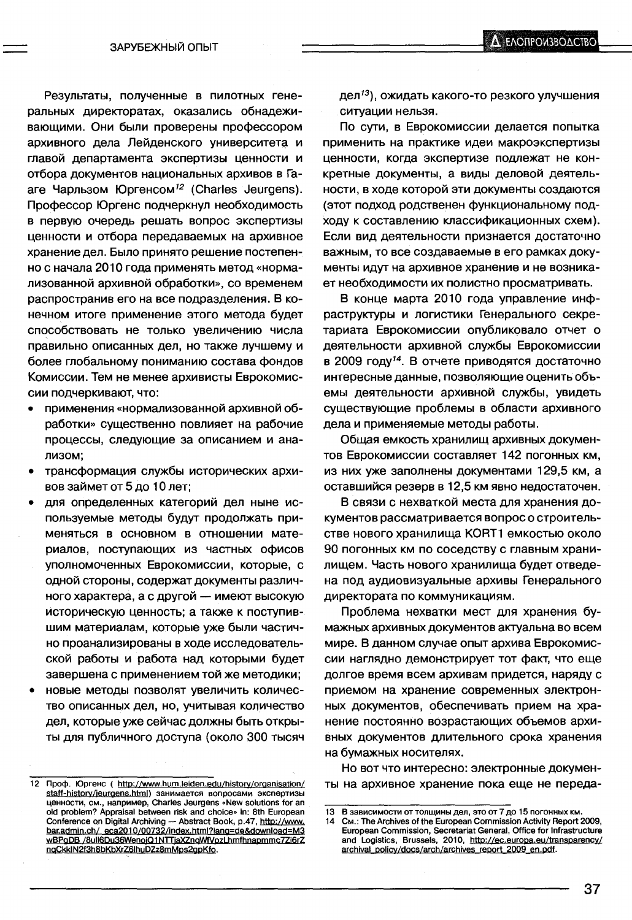Результаты, полученные в пилотных генеральных директоратах, оказались обнадеживающими. Они были проверены профессором архивного дела Лейденского университета и главой департамента экспертизы ценности и отбора документов национальных архивов в Гааге Чарльзом Юргенсом[12] (Charles Jeurgens). Профессор Юргенс подчеркнул необходимость в первую очередь решать вопрос экспертизы ценности и отбора передаваемых на архивное хранение дел. Было принято решение постепенно с начала 2010 года применять метод «нормализованной архивной обработки», со временем распространив его на все подразделения. В конечном итоге применение этого метода будет способствовать не только увеличению числа правильно описанных дел, но также лучшему и более глобальному пониманию состава фондов Комиссии. Тем не менее архивисты Еврокомиссии подчеркивают, что:

- применения «нормализованной архивной обработки» существенно повлияет на рабочие процессы, следующие за описанием и анализом;
- трансформация службы исторических архивов займет от 5 до 10 лет;
- для определенных категорий дел ныне используемые методы будут продолжать применяться в основном в отношении материалов, поступающих из частных офисов уполномоченных Еврокомиссии, которые, с одной стороны, содержат документы различного характера, а с другой — имеют высокую историческую ценность; а также к поступившим материалам, которые уже были частично проанализированы в ходе исследовательской работы и работа над которыми будет завершена с применением той же методики;
- новые методы позволят увеличить количество описанных дел, но, учитывая количество дел, которые уже сейчас должны быть открыты для публичного доступа (около 300 тысяч дел[13]), ожидать какого-то резкого улучшения ситуации нельзя.

По сути, в Еврокомиссии делается попытка применить на практике идеи макроэкспертизы ценности, когда экспертизе подлежат не конкретные документы, а виды деловой деятельности, в ходе которой эти документы создаются (этот подход родственен функциональному подходу к составлению классификационных схем). Если вид деятельности признается достаточно важным, то все создаваемые в его рамках документы идут на архивное хранение и не возникает необходимости их полистно просматривать.

В конце марта 2010 года управление инфраструктуры и логистики Генерального секретариата Еврокомиссии опубликовало отчет о деятельности архивной службы Еврокомиссии в 2009 году[14]. В отчете приводятся достаточно интересные данные, позволяющие оценить объемы деятельности архивной службы, увидеть существующие проблемы в области архивного дела и применяемые методы работы.

Общая емкость хранилищ архивных документов Еврокомиссии составляет 142 погонных км, из них уже заполнены документами 129,5 км, а оставшийся резерв в 12,5 км явно недостаточен.

В связи с нехваткой места для хранения документов рассматривается вопрос о строительстве нового хранилища KORT1 емкостью около 90 погонных км по соседству с главным хранилищем. Часть нового хранилища будет отведена под аудиовизуальные архивы Генерального директората по коммуникациям.

Проблема нехватки мест для хранения бумажных архивных документов актуальна во всем мире. В данном случае опыт архива Еврокомиссии наглядно демонстрирует тот факт, что еще долгое время всем архивам придется, наряду с приемом на хранение современных электронных документов, обеспечивать прием на хранение постоянно возрастающих объемов архивных документов длительного срока хранения на бумажных носителях.

Но вот что интересно: электронные документы на архивное хранение пока еще не переда-

---

12 Проф. Юргенс ( http://www.hum.leiden.edu/history/organisation/staff-history/jeurgens.html) занимается вопросами экспертизы ценности, см., например, Charles Jeurgens «New solutions for an old problem? Appraisal between risk and choice» in: 8th European Conference on Digital Archiving — Abstract Book, p.47, http://www.bar.admin.ch/_eca2010/00732/index.html?lang=de&download=M3wBPgDB_8ull6Du36WenojQ1NTTjaXZnqWfVpzLhmfhnapmmc7Zi6rZnqCkkIN2f3h8bKbXrZ6lhuDZz8mMps2gpKfo.

13 В зависимости от толщины дел, это от 7 до 15 погонных км.

14 См.: The Archives of the European Commission Activity Report 2009, European Commission, Secretariat General, Office for Infrastructure and Logistics, Brussels, 2010, http://ec.europa.eu/transparency/archival_policy/docs/arch/archives_report_2009_en.pdf.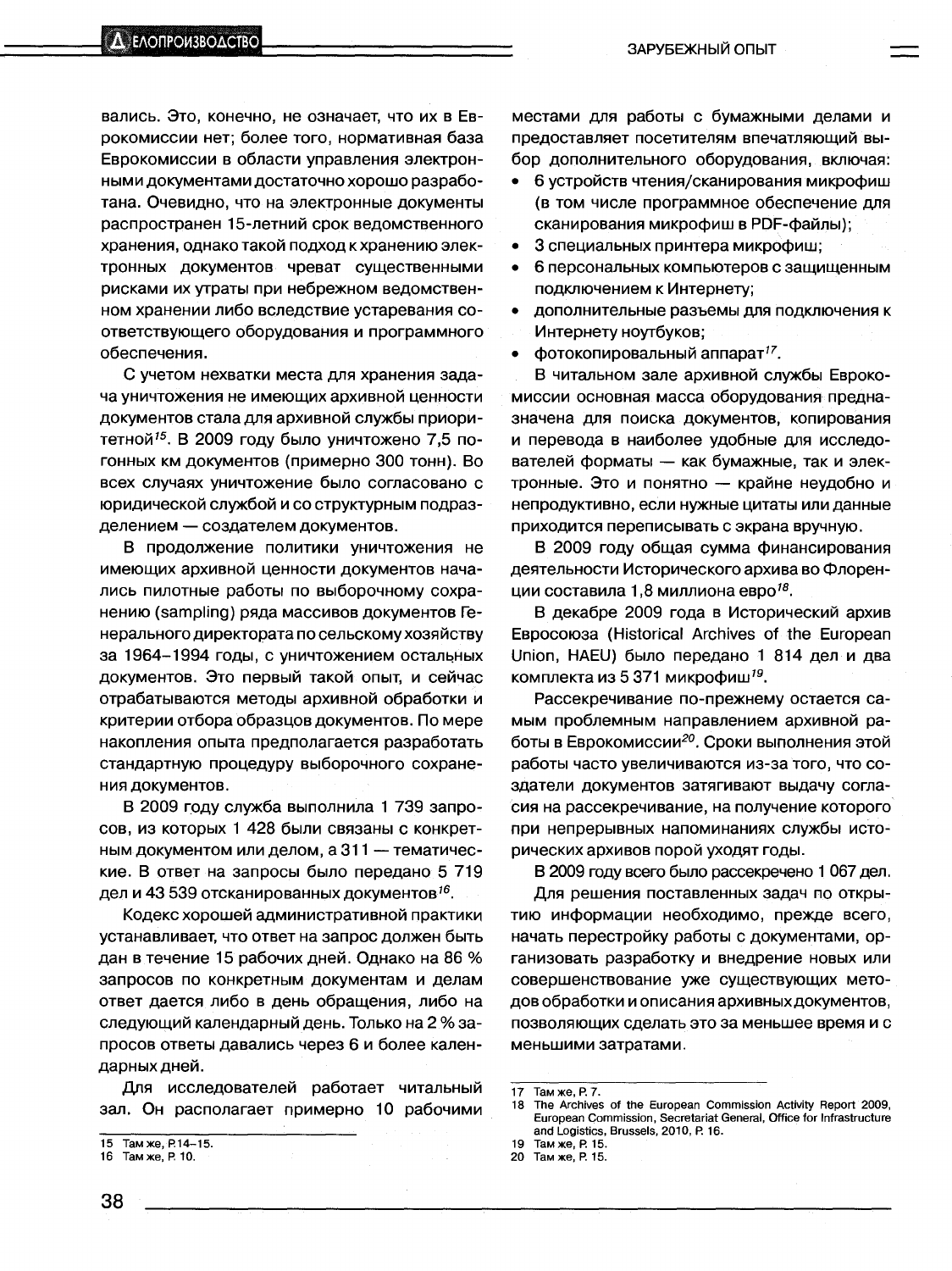вались. Это, конечно, не означает, что их в Еврокомиссии нет; более того, нормативная база Еврокомиссии в области управления электронными документами достаточно хорошо разработана. Очевидно, что на электронные документы распространен 15-летний срок ведомственного хранения, однако такой подход к хранению электронных документов чреват существенными рисками их утраты при небрежном ведомственном хранении либо вследствие устаревания соответствующего оборудования и программного обеспечения.

С учетом нехватки места для хранения задача уничтожения не имеющих архивной ценности документов стала для архивной службы приоритетной[15]. В 2009 году было уничтожено 7,5 погонных км документов (примерно 300 тонн). Во всех случаях уничтожение было согласовано с юридической службой и со структурным подразделением — создателем документов.

В продолжение политики уничтожения не имеющих архивной ценности документов начались пилотные работы по выборочному сохранению (sampling) ряда массивов документов Генерального директората по сельскому хозяйству за 1964–1994 годы, с уничтожением остальных документов. Это первый такой опыт, и сейчас отрабатываются методы архивной обработки и критерии отбора образцов документов. По мере накопления опыта предполагается разработать стандартную процедуру выборочного сохранения документов.

В 2009 году служба выполнила 1 739 запросов, из которых 1 428 были связаны с конкретным документом или делом, а 311 — тематические. В ответ на запросы было передано 5 719 дел и 43 539 отсканированных документов[16].

Кодекс хорошей административной практики устанавливает, что ответ на запрос должен быть дан в течение 15 рабочих дней. Однако на 86 % запросов по конкретным документам и делам ответ дается либо в день обращения, либо на следующий календарный день. Только на 2 % запросов ответы давались через 6 и более календарных дней.

Для исследователей работает читальный зал. Он располагает примерно 10 рабочими местами для работы с бумажными делами и предоставляет посетителям впечатляющий выбор дополнительного оборудования, включая:

- 6 устройств чтения/сканирования микрофиш (в том числе программное обеспечение для сканирования микрофиш в PDF-файлы);
- 3 специальных принтера микрофиш;
- 6 персональных компьютеров с защищенным подключением к Интернету;
- дополнительные разъемы для подключения к Интернету ноутбуков;
- фотокопировальный аппарат[17].

В читальном зале архивной службы Еврокомиссии основная масса оборудования предназначена для поиска документов, копирования и перевода в наиболее удобные для исследователей форматы — как бумажные, так и электронные. Это и понятно — крайне неудобно и непродуктивно, если нужные цитаты или данные приходится переписывать с экрана вручную.

В 2009 году общая сумма финансирования деятельности Исторического архива во Флоренции составила 1,8 миллиона евро[18].

В декабре 2009 года в Исторический архив Евросоюза (Historical Archives of the European Union, HAEU) было передано 1 814 дел и два комплекта из 5 371 микрофиш[19].

Рассекречивание по-прежнему остается самым проблемным направлением архивной работы в Еврокомиссии[20]. Сроки выполнения этой работы часто увеличиваются из-за того, что создатели документов затягивают выдачу согласия на рассекречивание, на получение которого при непрерывных напоминаниях службы исторических архивов порой уходят годы.

В 2009 году всего было рассекречено 1 067 дел.

Для решения поставленных задач по открытию информации необходимо, прежде всего, начать перестройку работы с документами, организовать разработку и внедрение новых или совершенствование уже существующих методов обработки и описания архивных документов, позволяющих сделать это за меньшее время и с меньшими затратами.

---

15 Там же, P.14–15.

16 Там же, P. 10.

17 Там же, P. 7.

18 The Archives of the European Commission Activity Report 2009, European Commission, Secretariat General, Office for Infrastructure and Logistics, Brussels, 2010, P. 16.

19 Там же, P. 15.

20 Там же, P. 15.